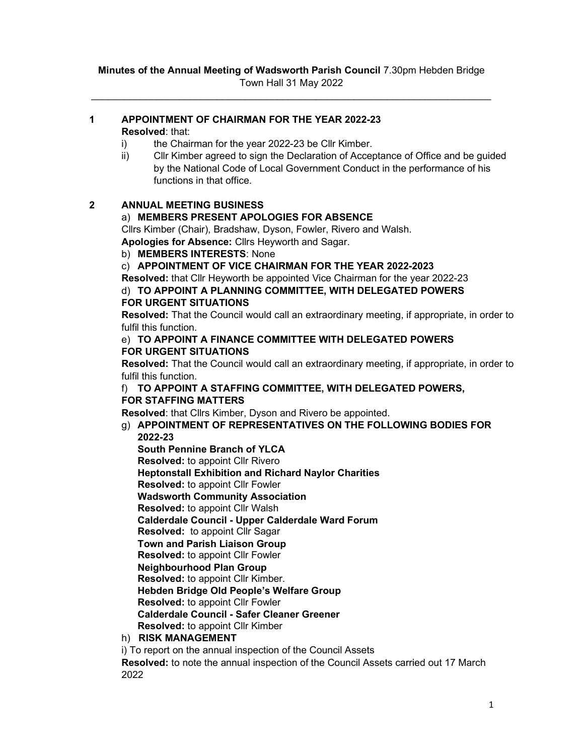**Minutes of the Annual Meeting of Wadsworth Parish Council** 7.30pm Hebden Bridge Town Hall 31 May 2022

---

## 1 APPOINTMENT OF CHAIRMAN FOR THE YEAR 2022-23

**Resolved**: that:

i) the Chairman for the year 2022-23 be Cllr Kimber.

ii) Cllr Kimber agreed to sign the Declaration of Acceptance of Office and be guided by the National Code of Local Government Conduct in the performance of his functions in that office.

## 2 ANNUAL MEETING BUSINESS

a) **MEMBERS PRESENT APOLOGIES FOR ABSENCE**

Cllrs Kimber (Chair), Bradshaw, Dyson, Fowler, Rivero and Walsh.

**Apologies for Absence:** Cllrs Heyworth and Sagar.

b) **MEMBERS INTERESTS**: None

c) **APPOINTMENT OF VICE CHAIRMAN FOR THE YEAR 2022-2023**

**Resolved:** that Cllr Heyworth be appointed Vice Chairman for the year 2022-23

d) **TO APPOINT A PLANNING COMMITTEE, WITH DELEGATED POWERS FOR URGENT SITUATIONS**

**Resolved:** That the Council would call an extraordinary meeting, if appropriate, in order to fulfil this function.

e) **TO APPOINT A FINANCE COMMITTEE WITH DELEGATED POWERS FOR URGENT SITUATIONS**

**Resolved:** That the Council would call an extraordinary meeting, if appropriate, in order to fulfil this function.

f) **TO APPOINT A STAFFING COMMITTEE, WITH DELEGATED POWERS, FOR STAFFING MATTERS**

**Resolved**: that Cllrs Kimber, Dyson and Rivero be appointed.

g) **APPOINTMENT OF REPRESENTATIVES ON THE FOLLOWING BODIES FOR 2022-23**

**South Pennine Branch of YLCA**
**Resolved:** to appoint Cllr Rivero

**Heptonstall Exhibition and Richard Naylor Charities**
**Resolved:** to appoint Cllr Fowler

**Wadsworth Community Association**
**Resolved:** to appoint Cllr Walsh

**Calderdale Council - Upper Calderdale Ward Forum**
**Resolved:** to appoint Cllr Sagar

**Town and Parish Liaison Group**
**Resolved:** to appoint Cllr Fowler

**Neighbourhood Plan Group**
**Resolved:** to appoint Cllr Kimber.

**Hebden Bridge Old People's Welfare Group**
**Resolved:** to appoint Cllr Fowler

**Calderdale Council - Safer Cleaner Greener**
**Resolved:** to appoint Cllr Kimber

h) **RISK MANAGEMENT**

i) To report on the annual inspection of the Council Assets

**Resolved:** to note the annual inspection of the Council Assets carried out 17 March 2022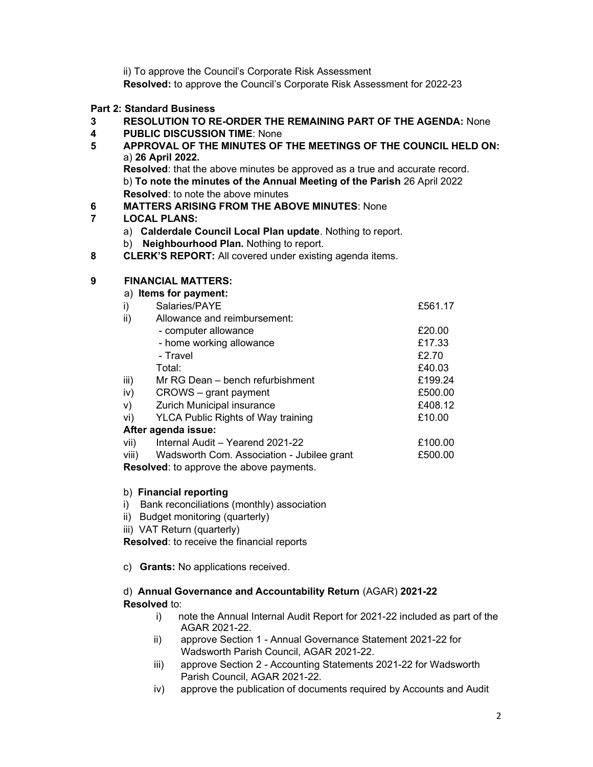ii) To approve the Council's Corporate Risk Assessment
**Resolved:** to approve the Council's Corporate Risk Assessment for 2022-23

**Part 2: Standard Business**

**3 RESOLUTION TO RE-ORDER THE REMAINING PART OF THE AGENDA:** None

**4 PUBLIC DISCUSSION TIME**: None

**5 APPROVAL OF THE MINUTES OF THE MEETINGS OF THE COUNCIL HELD ON:**
a) **26 April 2022.**
**Resolved**: that the above minutes be approved as a true and accurate record.
b) **To note the minutes of the Annual Meeting of the Parish** 26 April 2022
**Resolved**: to note the above minutes

**6 MATTERS ARISING FROM THE ABOVE MINUTES**: None

**7 LOCAL PLANS:**
a) **Calderdale Council Local Plan update**. Nothing to report.
b) **Neighbourhood Plan.** Nothing to report.

**8 CLERK'S REPORT:** All covered under existing agenda items.

**9 FINANCIAL MATTERS:**

a) **Items for payment:**

| | | |
|---|---|---|
| i) | Salaries/PAYE | £561.17 |
| ii) | Allowance and reimbursement: | |
| | - computer allowance | £20.00 |
| | - home working allowance | £17.33 |
| | - Travel | £2.70 |
| | Total: | £40.03 |
| iii) | Mr RG Dean – bench refurbishment | £199.24 |
| iv) | CROWS – grant payment | £500.00 |
| v) | Zurich Municipal insurance | £408.12 |
| vi) | YLCA Public Rights of Way training | £10.00 |
| **After agenda issue:** | | |
| vii) | Internal Audit – Yearend 2021-22 | £100.00 |
| viii) | Wadsworth Com. Association - Jubilee grant | £500.00 |

**Resolved**: to approve the above payments.

b) **Financial reporting**
i) Bank reconciliations (monthly) association
ii) Budget monitoring (quarterly)
iii) VAT Return (quarterly)
**Resolved**: to receive the financial reports

c) **Grants:** No applications received.

d) **Annual Governance and Accountability Return** (AGAR) **2021-22**
**Resolved** to:
i) note the Annual Internal Audit Report for 2021-22 included as part of the AGAR 2021-22.
ii) approve Section 1 - Annual Governance Statement 2021-22 for Wadsworth Parish Council, AGAR 2021-22.
iii) approve Section 2 - Accounting Statements 2021-22 for Wadsworth Parish Council, AGAR 2021-22.
iv) approve the publication of documents required by Accounts and Audit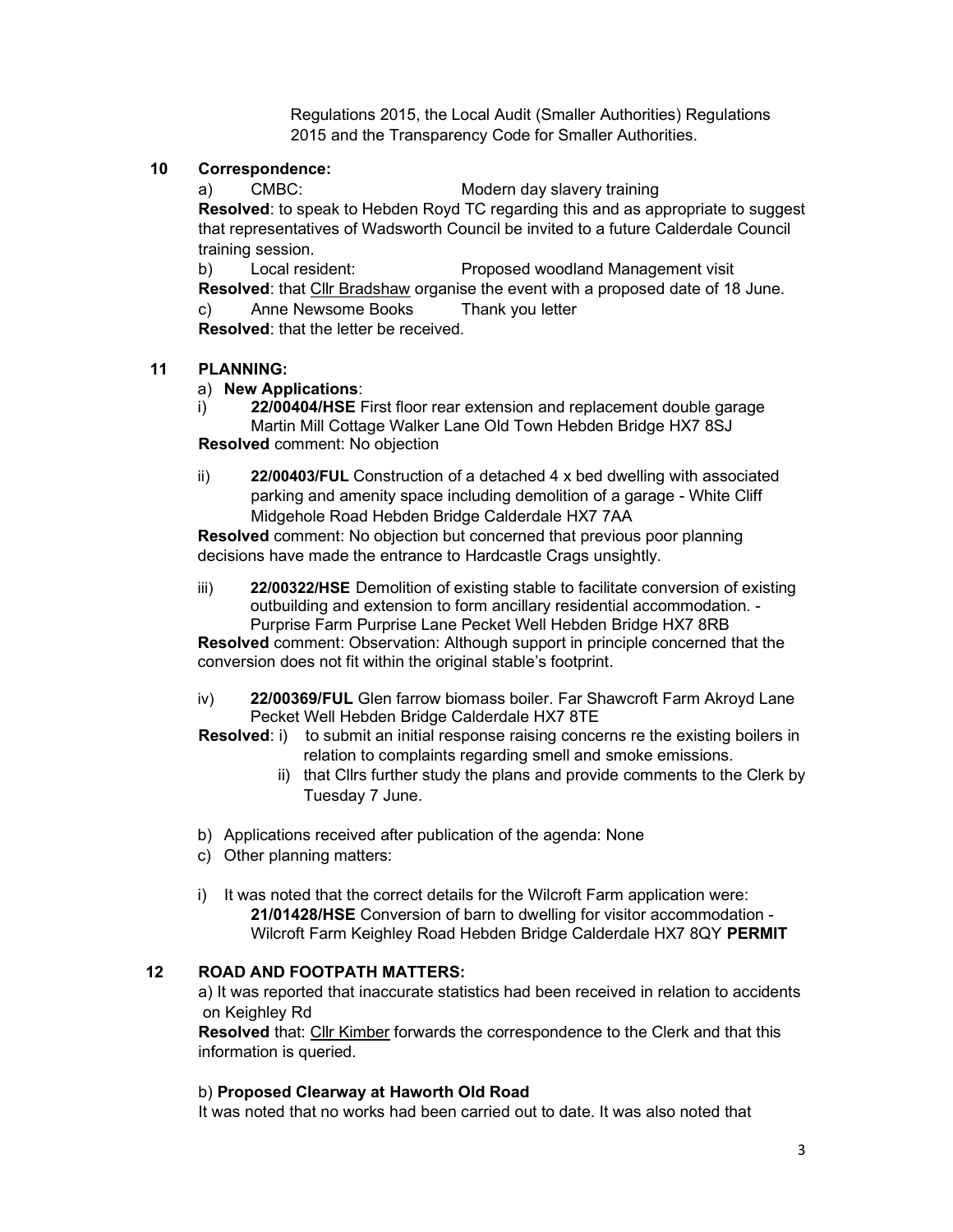Regulations 2015, the Local Audit (Smaller Authorities) Regulations 2015 and the Transparency Code for Smaller Authorities.

**10 Correspondence:**

a) CMBC: Modern day slavery training

**Resolved**: to speak to Hebden Royd TC regarding this and as appropriate to suggest that representatives of Wadsworth Council be invited to a future Calderdale Council training session.

b) Local resident: Proposed woodland Management visit

**Resolved**: that Cllr Bradshaw organise the event with a proposed date of 18 June.

c) Anne Newsome Books Thank you letter

**Resolved**: that the letter be received.

**11 PLANNING:**

a) **New Applications**:

i) **22/00404/HSE** First floor rear extension and replacement double garage Martin Mill Cottage Walker Lane Old Town Hebden Bridge HX7 8SJ

**Resolved** comment: No objection

ii) **22/00403/FUL** Construction of a detached 4 x bed dwelling with associated parking and amenity space including demolition of a garage - White Cliff Midgehole Road Hebden Bridge Calderdale HX7 7AA

**Resolved** comment: No objection but concerned that previous poor planning decisions have made the entrance to Hardcastle Crags unsightly.

iii) **22/00322/HSE** Demolition of existing stable to facilitate conversion of existing outbuilding and extension to form ancillary residential accommodation. - Purprise Farm Purprise Lane Pecket Well Hebden Bridge HX7 8RB

**Resolved** comment: Observation: Although support in principle concerned that the conversion does not fit within the original stable's footprint.

iv) **22/00369/FUL** Glen farrow biomass boiler. Far Shawcroft Farm Akroyd Lane Pecket Well Hebden Bridge Calderdale HX7 8TE

**Resolved**: i) to submit an initial response raising concerns re the existing boilers in relation to complaints regarding smell and smoke emissions.

ii) that Cllrs further study the plans and provide comments to the Clerk by Tuesday 7 June.

b) Applications received after publication of the agenda: None

c) Other planning matters:

i) It was noted that the correct details for the Wilcroft Farm application were: **21/01428/HSE** Conversion of barn to dwelling for visitor accommodation - Wilcroft Farm Keighley Road Hebden Bridge Calderdale HX7 8QY **PERMIT**

**12 ROAD AND FOOTPATH MATTERS:**

a) It was reported that inaccurate statistics had been received in relation to accidents on Keighley Rd

**Resolved** that: Cllr Kimber forwards the correspondence to the Clerk and that this information is queried.

b) **Proposed Clearway at Haworth Old Road**

It was noted that no works had been carried out to date. It was also noted that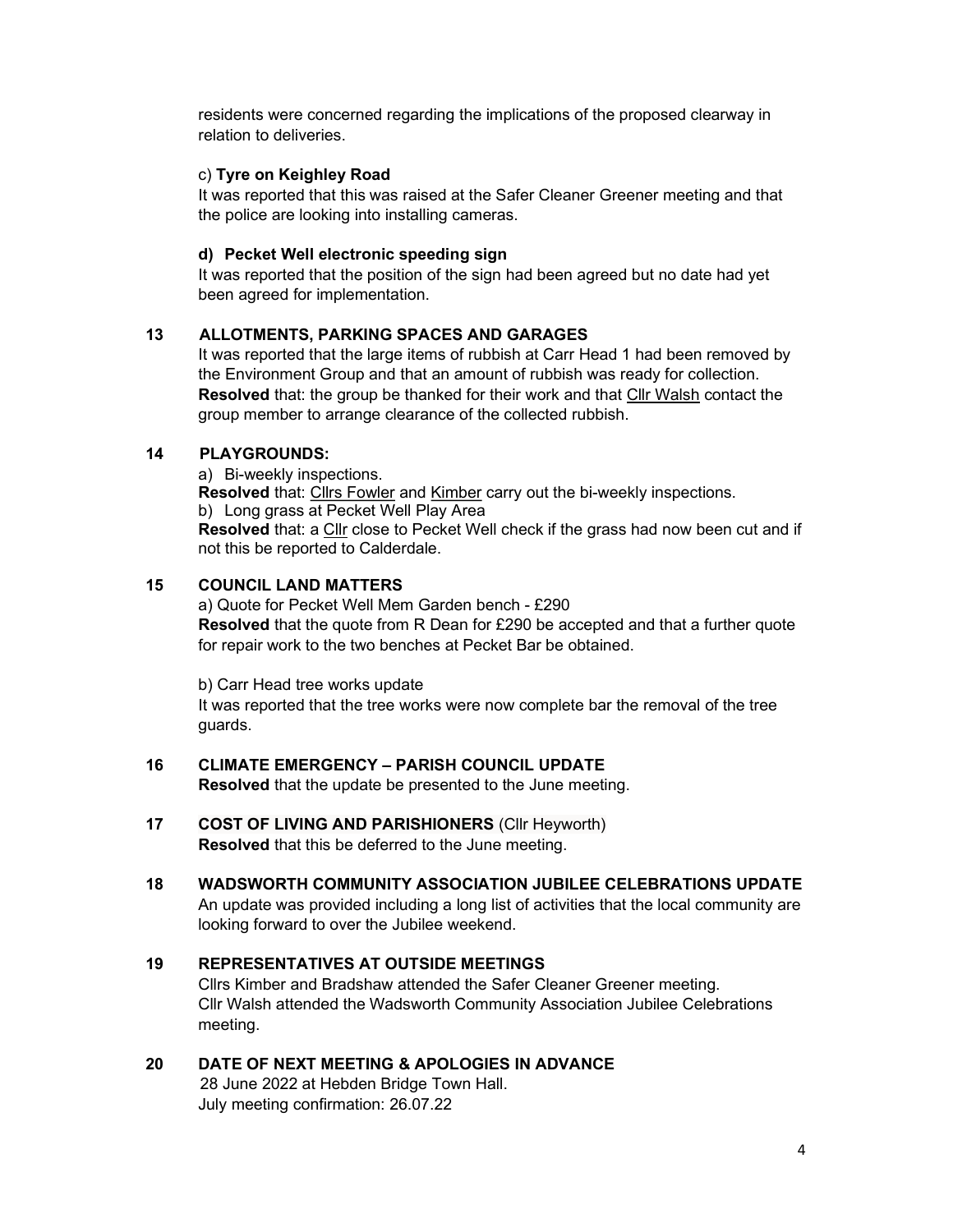residents were concerned regarding the implications of the proposed clearway in relation to deliveries.

c) **Tyre on Keighley Road**

It was reported that this was raised at the Safer Cleaner Greener meeting and that the police are looking into installing cameras.

**d) Pecket Well electronic speeding sign**

It was reported that the position of the sign had been agreed but no date had yet been agreed for implementation.

## 13 ALLOTMENTS, PARKING SPACES AND GARAGES

It was reported that the large items of rubbish at Carr Head 1 had been removed by the Environment Group and that an amount of rubbish was ready for collection.

**Resolved** that: the group be thanked for their work and that Cllr Walsh contact the group member to arrange clearance of the collected rubbish.

## 14 PLAYGROUNDS:

a) Bi-weekly inspections.

**Resolved** that: Cllrs Fowler and Kimber carry out the bi-weekly inspections.

b) Long grass at Pecket Well Play Area

**Resolved** that: a Cllr close to Pecket Well check if the grass had now been cut and if not this be reported to Calderdale.

## 15 COUNCIL LAND MATTERS

a) Quote for Pecket Well Mem Garden bench - £290

**Resolved** that the quote from R Dean for £290 be accepted and that a further quote for repair work to the two benches at Pecket Bar be obtained.

b) Carr Head tree works update

It was reported that the tree works were now complete bar the removal of the tree guards.

## 16 CLIMATE EMERGENCY – PARISH COUNCIL UPDATE

**Resolved** that the update be presented to the June meeting.

## 17 COST OF LIVING AND PARISHIONERS (Cllr Heyworth)

**Resolved** that this be deferred to the June meeting.

## 18 WADSWORTH COMMUNITY ASSOCIATION JUBILEE CELEBRATIONS UPDATE

An update was provided including a long list of activities that the local community are looking forward to over the Jubilee weekend.

## 19 REPRESENTATIVES AT OUTSIDE MEETINGS

Cllrs Kimber and Bradshaw attended the Safer Cleaner Greener meeting.

Cllr Walsh attended the Wadsworth Community Association Jubilee Celebrations meeting.

## 20 DATE OF NEXT MEETING & APOLOGIES IN ADVANCE

28 June 2022 at Hebden Bridge Town Hall.

July meeting confirmation: 26.07.22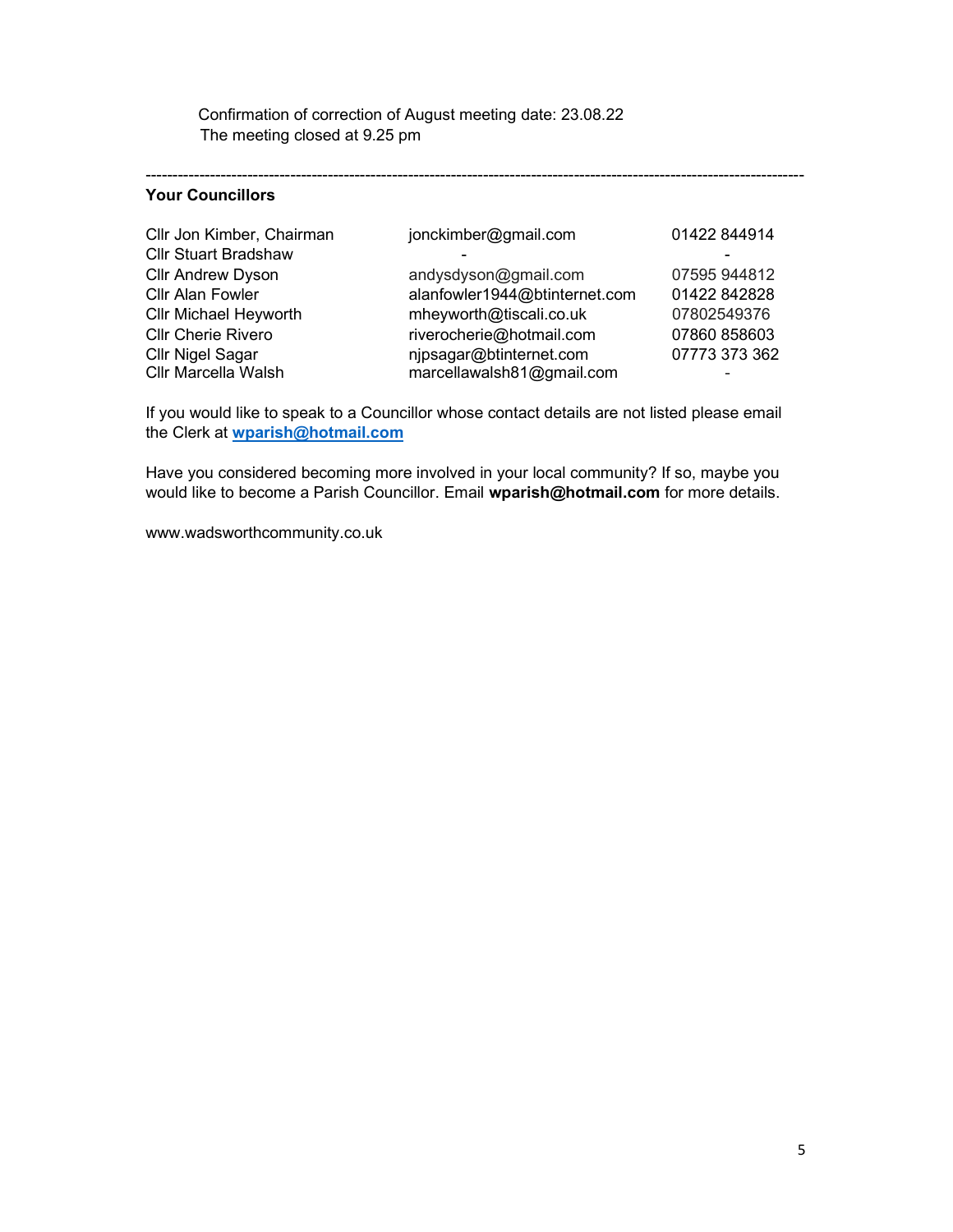Confirmation of correction of August meeting date: 23.08.22
The meeting closed at 9.25 pm

---

**Your Councillors**

| | | |
|---|---|---|
| Cllr Jon Kimber, Chairman | jonckimber@gmail.com | 01422 844914 |
| Cllr Stuart Bradshaw | - | - |
| Cllr Andrew Dyson | andysdyson@gmail.com | 07595 944812 |
| Cllr Alan Fowler | alanfowler1944@btinternet.com | 01422 842828 |
| Cllr Michael Heyworth | mheyworth@tiscali.co.uk | 07802549376 |
| Cllr Cherie Rivero | riverocherie@hotmail.com | 07860 858603 |
| Cllr Nigel Sagar | njpsagar@btinternet.com | 07773 373 362 |
| Cllr Marcella Walsh | marcellawalsh81@gmail.com | - |

If you would like to speak to a Councillor whose contact details are not listed please email the Clerk at **wparish@hotmail.com**

Have you considered becoming more involved in your local community? If so, maybe you would like to become a Parish Councillor. Email **wparish@hotmail.com** for more details.

www.wadsworthcommunity.co.uk